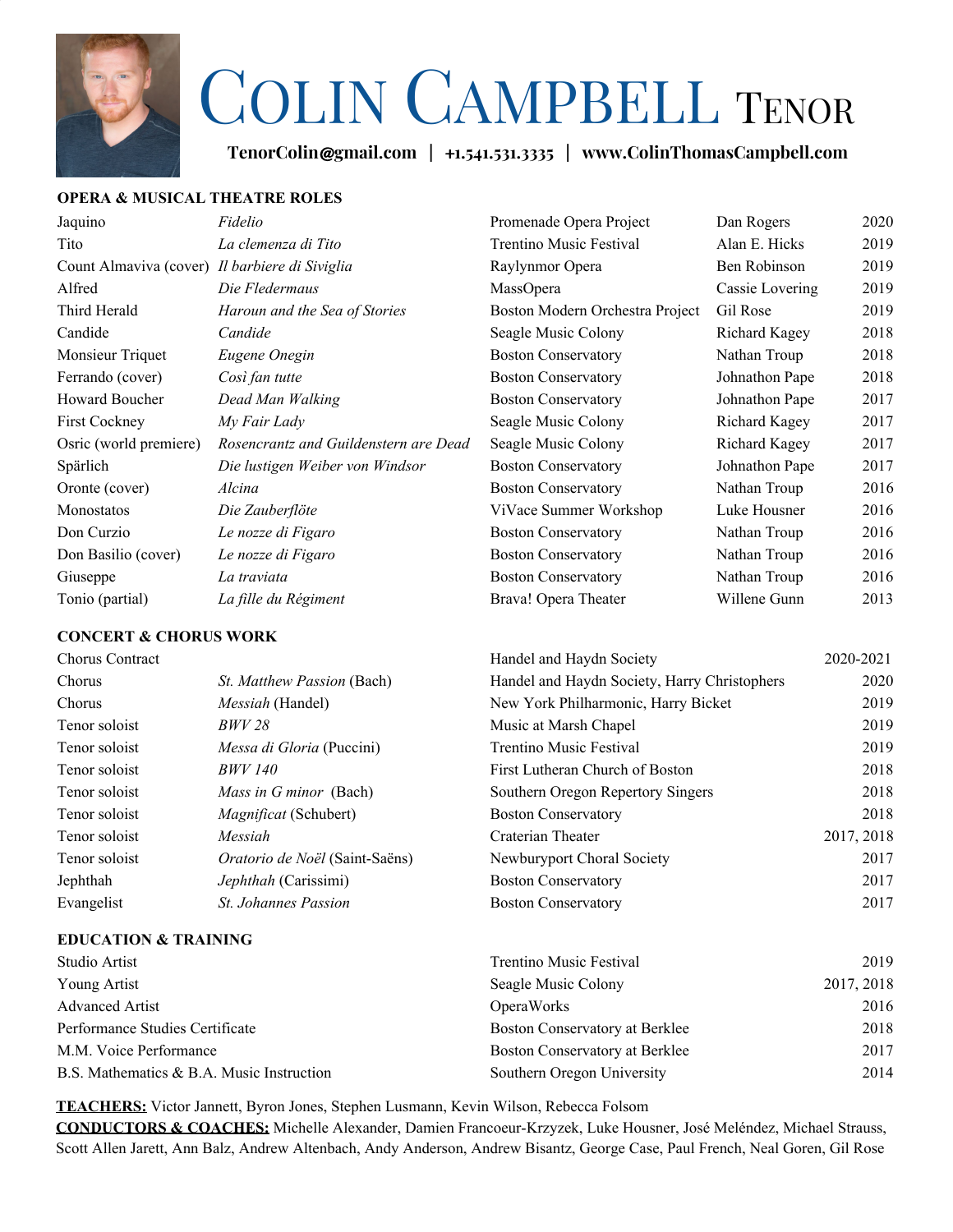# Colin Campbell Tenor

**TenorColin@gmail.com | +1.541.531.3335 | www.ColinThomasCampbell.com**

## OPERA & MUSICAL THEATRE ROLES

| | | | | |
|---|---|---|---|---|
| Jaquino | *Fidelio* | Promenade Opera Project | Dan Rogers | 2020 |
| Tito | *La clemenza di Tito* | Trentino Music Festival | Alan E. Hicks | 2019 |
| Count Almaviva (cover) | *Il barbiere di Siviglia* | Raylynmor Opera | Ben Robinson | 2019 |
| Alfred | *Die Fledermaus* | MassOpera | Cassie Lovering | 2019 |
| Third Herald | *Haroun and the Sea of Stories* | Boston Modern Orchestra Project | Gil Rose | 2019 |
| Candide | *Candide* | Seagle Music Colony | Richard Kagey | 2018 |
| Monsieur Triquet | *Eugene Onegin* | Boston Conservatory | Nathan Troup | 2018 |
| Ferrando (cover) | *Così fan tutte* | Boston Conservatory | Johnathon Pape | 2018 |
| Howard Boucher | *Dead Man Walking* | Boston Conservatory | Johnathon Pape | 2017 |
| First Cockney | *My Fair Lady* | Seagle Music Colony | Richard Kagey | 2017 |
| Osric (world premiere) | *Rosencrantz and Guildenstern are Dead* | Seagle Music Colony | Richard Kagey | 2017 |
| Spärlich | *Die lustigen Weiber von Windsor* | Boston Conservatory | Johnathon Pape | 2017 |
| Oronte (cover) | *Alcina* | Boston Conservatory | Nathan Troup | 2016 |
| Monostatos | *Die Zauberflöte* | ViVace Summer Workshop | Luke Housner | 2016 |
| Don Curzio | *Le nozze di Figaro* | Boston Conservatory | Nathan Troup | 2016 |
| Don Basilio (cover) | *Le nozze di Figaro* | Boston Conservatory | Nathan Troup | 2016 |
| Giuseppe | *La traviata* | Boston Conservatory | Nathan Troup | 2016 |
| Tonio (partial) | *La fille du Régiment* | Brava! Opera Theater | Willene Gunn | 2013 |

## CONCERT & CHORUS WORK

| | | | |
|---|---|---|---|
| Chorus Contract | | Handel and Haydn Society | 2020-2021 |
| Chorus | *St. Matthew Passion* (Bach) | Handel and Haydn Society, Harry Christophers | 2020 |
| Chorus | *Messiah* (Handel) | New York Philharmonic, Harry Bicket | 2019 |
| Tenor soloist | *BWV 28* | Music at Marsh Chapel | 2019 |
| Tenor soloist | *Messa di Gloria* (Puccini) | Trentino Music Festival | 2019 |
| Tenor soloist | *BWV 140* | First Lutheran Church of Boston | 2018 |
| Tenor soloist | *Mass in G minor* (Bach) | Southern Oregon Repertory Singers | 2018 |
| Tenor soloist | *Magnificat* (Schubert) | Boston Conservatory | 2018 |
| Tenor soloist | *Messiah* | Craterian Theater | 2017, 2018 |
| Tenor soloist | *Oratorio de Noël* (Saint-Saëns) | Newburyport Choral Society | 2017 |
| Jephthah | *Jephthah* (Carissimi) | Boston Conservatory | 2017 |
| Evangelist | *St. Johannes Passion* | Boston Conservatory | 2017 |

## EDUCATION & TRAINING

| | | |
|---|---|---|
| Studio Artist | Trentino Music Festival | 2019 |
| Young Artist | Seagle Music Colony | 2017, 2018 |
| Advanced Artist | OperaWorks | 2016 |
| Performance Studies Certificate | Boston Conservatory at Berklee | 2018 |
| M.M. Voice Performance | Boston Conservatory at Berklee | 2017 |
| B.S. Mathematics & B.A. Music Instruction | Southern Oregon University | 2014 |

**TEACHERS:** Victor Jannett, Byron Jones, Stephen Lusmann, Kevin Wilson, Rebecca Folsom

**CONDUCTORS & COACHES:** Michelle Alexander, Damien Francoeur-Krzyzek, Luke Housner, José Meléndez, Michael Strauss, Scott Allen Jarett, Ann Balz, Andrew Altenbach, Andy Anderson, Andrew Bisantz, George Case, Paul French, Neal Goren, Gil Rose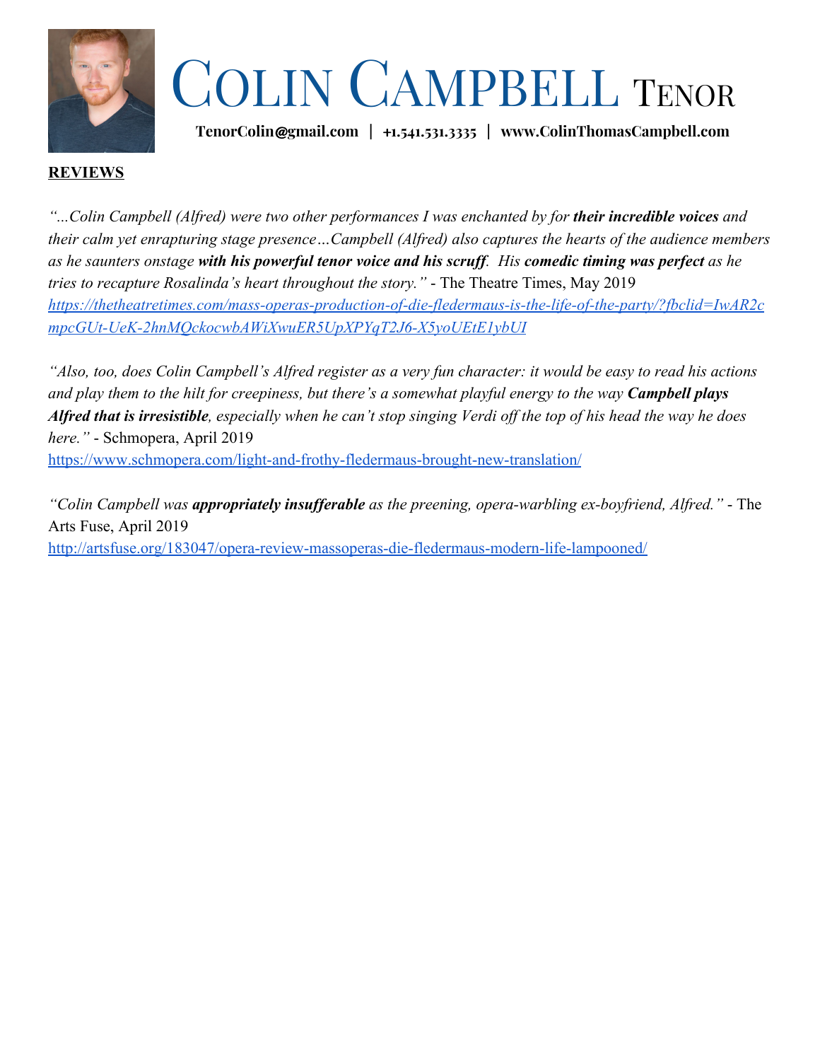# COLIN CAMPBELL TENOR

**TenorColin@gmail.com | +1.541.531.3335 | www.ColinThomasCampbell.com**

**REVIEWS**

*"...Colin Campbell (Alfred) were two other performances I was enchanted by for **their incredible voices** and their calm yet enrapturing stage presence…Campbell (Alfred) also captures the hearts of the audience members as he saunters onstage **with his powerful tenor voice and his scruff**. His **comedic timing was perfect** as he tries to recapture Rosalinda's heart throughout the story."* - The Theatre Times, May 2019
*https://thetheatretimes.com/mass-operas-production-of-die-fledermaus-is-the-life-of-the-party/?fbclid=IwAR2cmpcGUt-UeK-2hnMQckocwbAWiXwuER5UpXPYqT2J6-X5yoUEtE1ybUI*

*"Also, too, does Colin Campbell's Alfred register as a very fun character: it would be easy to read his actions and play them to the hilt for creepiness, but there's a somewhat playful energy to the way **Campbell plays Alfred that is irresistible**, especially when he can't stop singing Verdi off the top of his head the way he does here."* - Schmopera, April 2019
https://www.schmopera.com/light-and-frothy-fledermaus-brought-new-translation/

*"Colin Campbell was **appropriately insufferable** as the preening, opera-warbling ex-boyfriend, Alfred."* - The Arts Fuse, April 2019
http://artsfuse.org/183047/opera-review-massoperas-die-fledermaus-modern-life-lampooned/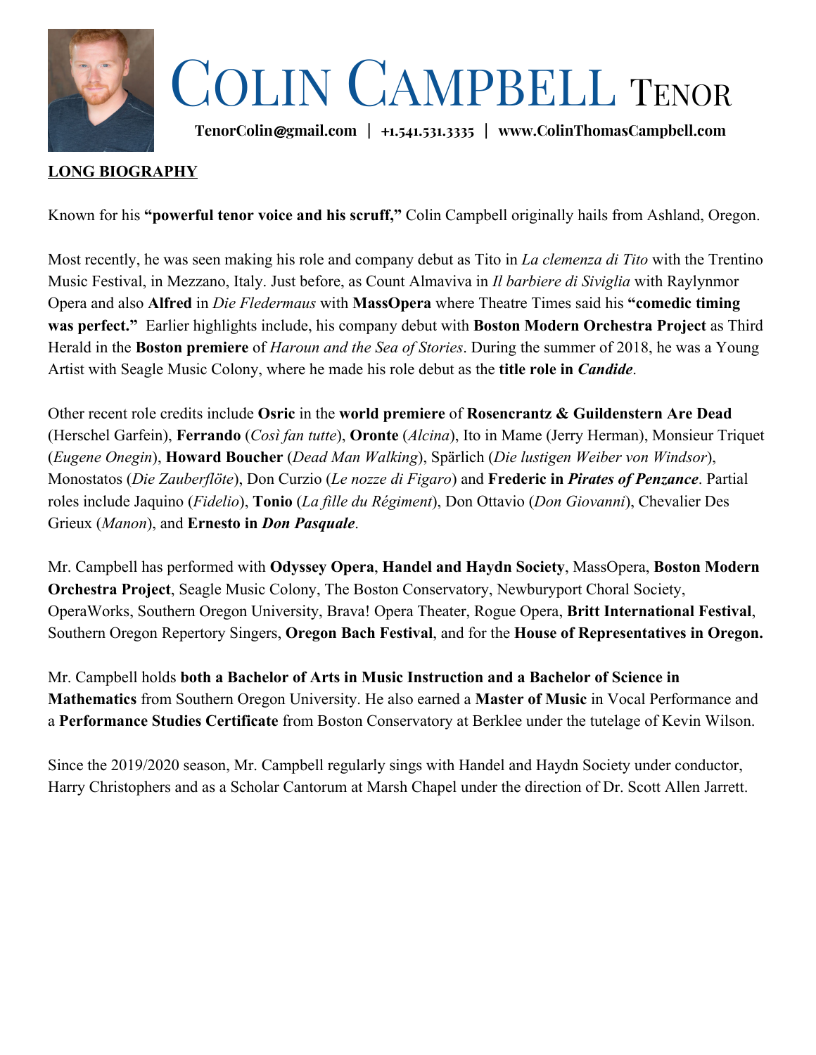# Colin Campbell Tenor

**TenorColin@gmail.com | +1.541.531.3335 | www.ColinThomasCampbell.com**

**LONG BIOGRAPHY**

Known for his **"powerful tenor voice and his scruff,"** Colin Campbell originally hails from Ashland, Oregon.

Most recently, he was seen making his role and company debut as Tito in *La clemenza di Tito* with the Trentino Music Festival, in Mezzano, Italy. Just before, as Count Almaviva in *Il barbiere di Siviglia* with Raylynmor Opera and also **Alfred** in *Die Fledermaus* with **MassOpera** where Theatre Times said his **"comedic timing was perfect."** Earlier highlights include, his company debut with **Boston Modern Orchestra Project** as Third Herald in the **Boston premiere** of *Haroun and the Sea of Stories*. During the summer of 2018, he was a Young Artist with Seagle Music Colony, where he made his role debut as the **title role in *Candide***.

Other recent role credits include **Osric** in the **world premiere** of **Rosencrantz & Guildenstern Are Dead** (Herschel Garfein), **Ferrando** (*Così fan tutte*), **Oronte** (*Alcina*), Ito in Mame (Jerry Herman), Monsieur Triquet (*Eugene Onegin*), **Howard Boucher** (*Dead Man Walking*), Spärlich (*Die lustigen Weiber von Windsor*), Monostatos (*Die Zauberflöte*), Don Curzio (*Le nozze di Figaro*) and **Frederic in *Pirates of Penzance***. Partial roles include Jaquino (*Fidelio*), **Tonio** (*La fille du Régiment*), Don Ottavio (*Don Giovanni*), Chevalier Des Grieux (*Manon*), and **Ernesto in *Don Pasquale***.

Mr. Campbell has performed with **Odyssey Opera**, **Handel and Haydn Society**, MassOpera, **Boston Modern Orchestra Project**, Seagle Music Colony, The Boston Conservatory, Newburyport Choral Society, OperaWorks, Southern Oregon University, Brava! Opera Theater, Rogue Opera, **Britt International Festival**, Southern Oregon Repertory Singers, **Oregon Bach Festival**, and for the **House of Representatives in Oregon.**

Mr. Campbell holds **both a Bachelor of Arts in Music Instruction and a Bachelor of Science in Mathematics** from Southern Oregon University. He also earned a **Master of Music** in Vocal Performance and a **Performance Studies Certificate** from Boston Conservatory at Berklee under the tutelage of Kevin Wilson.

Since the 2019/2020 season, Mr. Campbell regularly sings with Handel and Haydn Society under conductor, Harry Christophers and as a Scholar Cantorum at Marsh Chapel under the direction of Dr. Scott Allen Jarrett.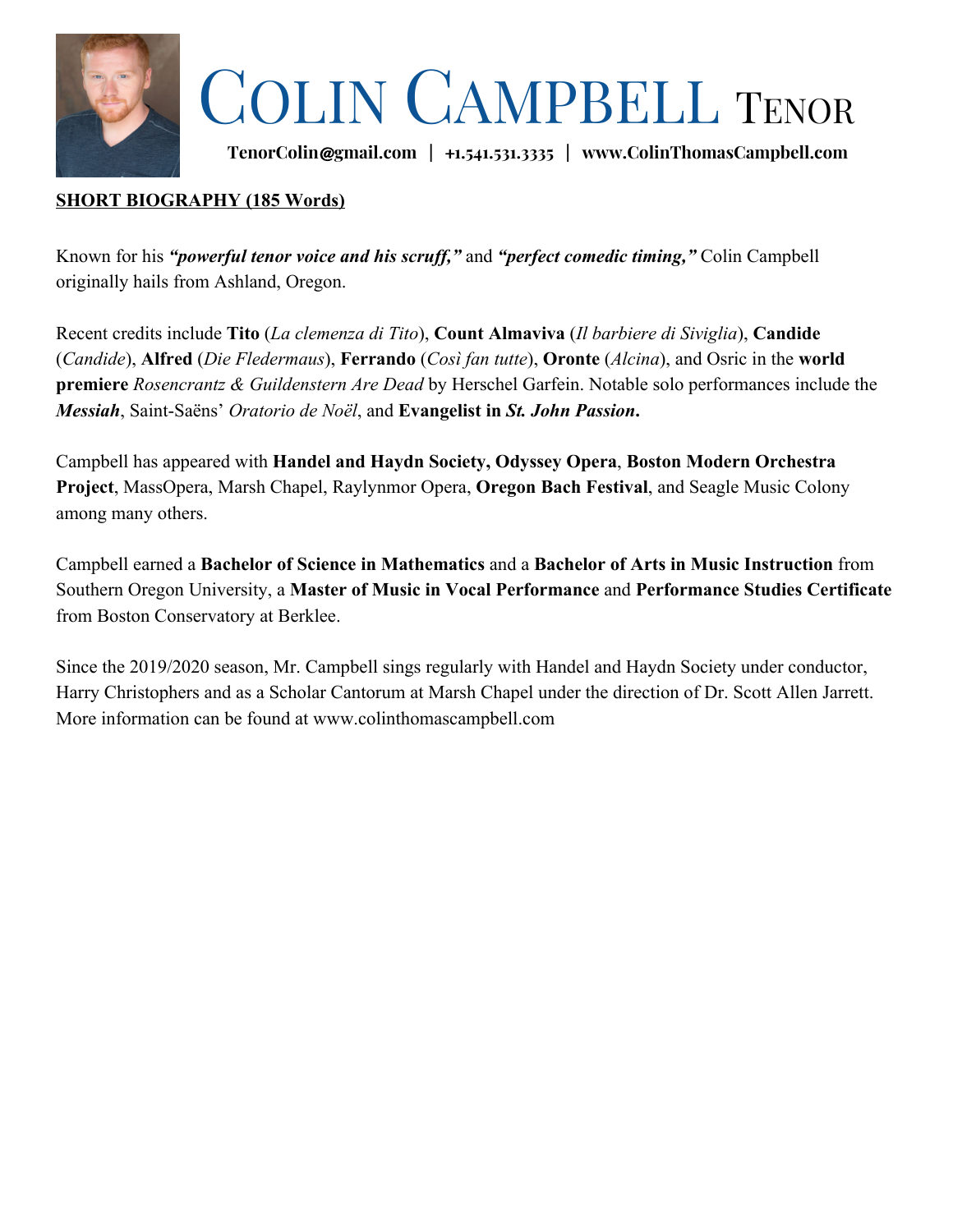# Colin Campbell Tenor

**TenorColin@gmail.com | +1.541.531.3335 | www.ColinThomasCampbell.com**

**SHORT BIOGRAPHY (185 Words)**

Known for his ***"powerful tenor voice and his scruff,"*** and ***"perfect comedic timing,"*** Colin Campbell originally hails from Ashland, Oregon.

Recent credits include **Tito** (*La clemenza di Tito*), **Count Almaviva** (*Il barbiere di Siviglia*), **Candide** (*Candide*), **Alfred** (*Die Fledermaus*), **Ferrando** (*Così fan tutte*), **Oronte** (*Alcina*), and Osric in the **world premiere** *Rosencrantz & Guildenstern Are Dead* by Herschel Garfein. Notable solo performances include the ***Messiah***, Saint-Saëns' *Oratorio de Noël*, and **Evangelist in *St. John Passion*.**

Campbell has appeared with **Handel and Haydn Society, Odyssey Opera**, **Boston Modern Orchestra Project**, MassOpera, Marsh Chapel, Raylynmor Opera, **Oregon Bach Festival**, and Seagle Music Colony among many others.

Campbell earned a **Bachelor of Science in Mathematics** and a **Bachelor of Arts in Music Instruction** from Southern Oregon University, a **Master of Music in Vocal Performance** and **Performance Studies Certificate** from Boston Conservatory at Berklee.

Since the 2019/2020 season, Mr. Campbell sings regularly with Handel and Haydn Society under conductor, Harry Christophers and as a Scholar Cantorum at Marsh Chapel under the direction of Dr. Scott Allen Jarrett. More information can be found at www.colinthomascampbell.com